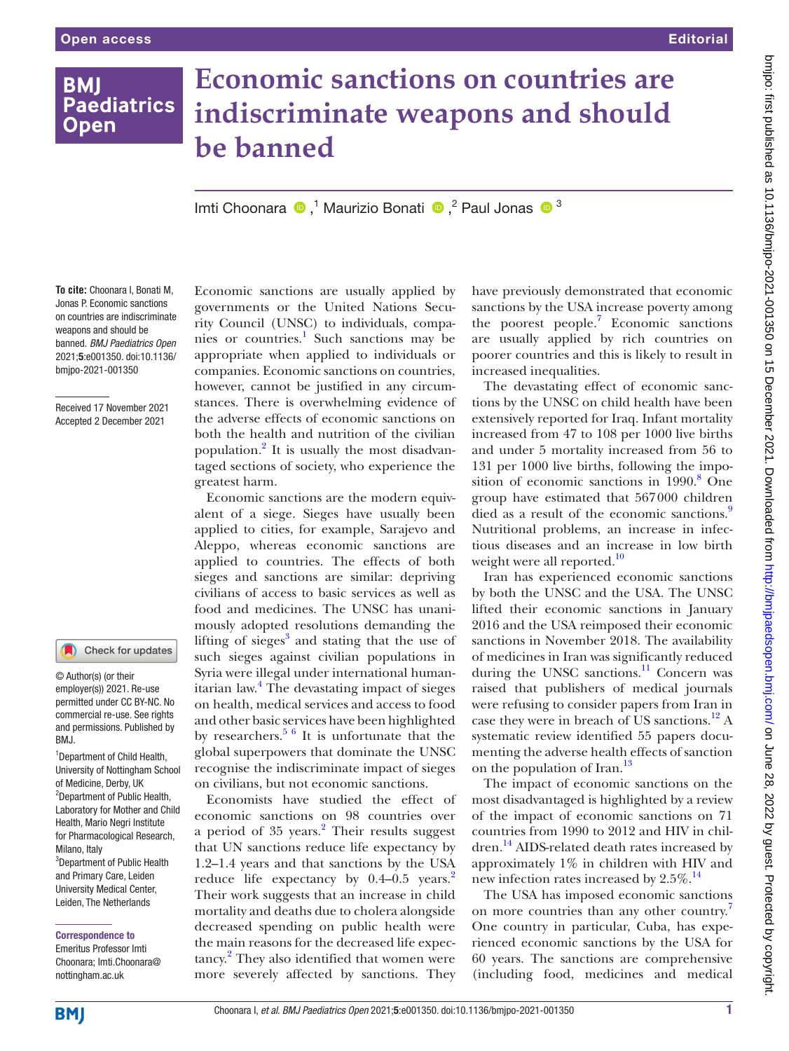# Economic sanctions on countries are indiscriminate weapons and should be banned

Imti Choonara [1], Maurizio Bonati [2], Paul Jonas [3]

**To cite:** Choonara I, Bonati M, Jonas P. Economic sanctions on countries are indiscriminate weapons and should be banned. *BMJ Paediatrics Open* 2021;**5**:e001350. doi:10.1136/bmjpo-2021-001350

Received 17 November 2021
Accepted 2 December 2021

© Author(s) (or their employer(s)) 2021. Re-use permitted under CC BY-NC. No commercial re-use. See rights and permissions. Published by BMJ.

[1] Department of Child Health, University of Nottingham School of Medicine, Derby, UK
[2] Department of Public Health, Laboratory for Mother and Child Health, Mario Negri Institute for Pharmacological Research, Milano, Italy
[3] Department of Public Health and Primary Care, Leiden University Medical Center, Leiden, The Netherlands

**Correspondence to**
Emeritus Professor Imti Choonara; Imti.Choonara@nottingham.ac.uk

Economic sanctions are usually applied by governments or the United Nations Security Council (UNSC) to individuals, companies or countries.[1] Such sanctions may be appropriate when applied to individuals or companies. Economic sanctions on countries, however, cannot be justified in any circumstances. There is overwhelming evidence of the adverse effects of economic sanctions on both the health and nutrition of the civilian population.[2] It is usually the most disadvantaged sections of society, who experience the greatest harm.

Economic sanctions are the modern equivalent of a siege. Sieges have usually been applied to cities, for example, Sarajevo and Aleppo, whereas economic sanctions are applied to countries. The effects of both sieges and sanctions are similar: depriving civilians of access to basic services as well as food and medicines. The UNSC has unanimously adopted resolutions demanding the lifting of sieges[3] and stating that the use of such sieges against civilian populations in Syria were illegal under international humanitarian law.[4] The devastating impact of sieges on health, medical services and access to food and other basic services have been highlighted by researchers.[5 6] It is unfortunate that the global superpowers that dominate the UNSC recognise the indiscriminate impact of sieges on civilians, but not economic sanctions.

Economists have studied the effect of economic sanctions on 98 countries over a period of 35 years.[2] Their results suggest that UN sanctions reduce life expectancy by 1.2–1.4 years and that sanctions by the USA reduce life expectancy by 0.4–0.5 years.[2] Their work suggests that an increase in child mortality and deaths due to cholera alongside decreased spending on public health were the main reasons for the decreased life expectancy.[2] They also identified that women were more severely affected by sanctions. They have previously demonstrated that economic sanctions by the USA increase poverty among the poorest people.[7] Economic sanctions are usually applied by rich countries on poorer countries and this is likely to result in increased inequalities.

The devastating effect of economic sanctions by the UNSC on child health have been extensively reported for Iraq. Infant mortality increased from 47 to 108 per 1000 live births and under 5 mortality increased from 56 to 131 per 1000 live births, following the imposition of economic sanctions in 1990.[8] One group have estimated that 567000 children died as a result of the economic sanctions.[9] Nutritional problems, an increase in infectious diseases and an increase in low birth weight were all reported.[10]

Iran has experienced economic sanctions by both the UNSC and the USA. The UNSC lifted their economic sanctions in January 2016 and the USA reimposed their economic sanctions in November 2018. The availability of medicines in Iran was significantly reduced during the UNSC sanctions.[11] Concern was raised that publishers of medical journals were refusing to consider papers from Iran in case they were in breach of US sanctions.[12] A systematic review identified 55 papers documenting the adverse health effects of sanction on the population of Iran.[13]

The impact of economic sanctions on the most disadvantaged is highlighted by a review of the impact of economic sanctions on 71 countries from 1990 to 2012 and HIV in children.[14] AIDS-related death rates increased by approximately 1% in children with HIV and new infection rates increased by 2.5%.[14]

The USA has imposed economic sanctions on more countries than any other country.[7] One country in particular, Cuba, has experienced economic sanctions by the USA for 60 years. The sanctions are comprehensive (including food, medicines and medical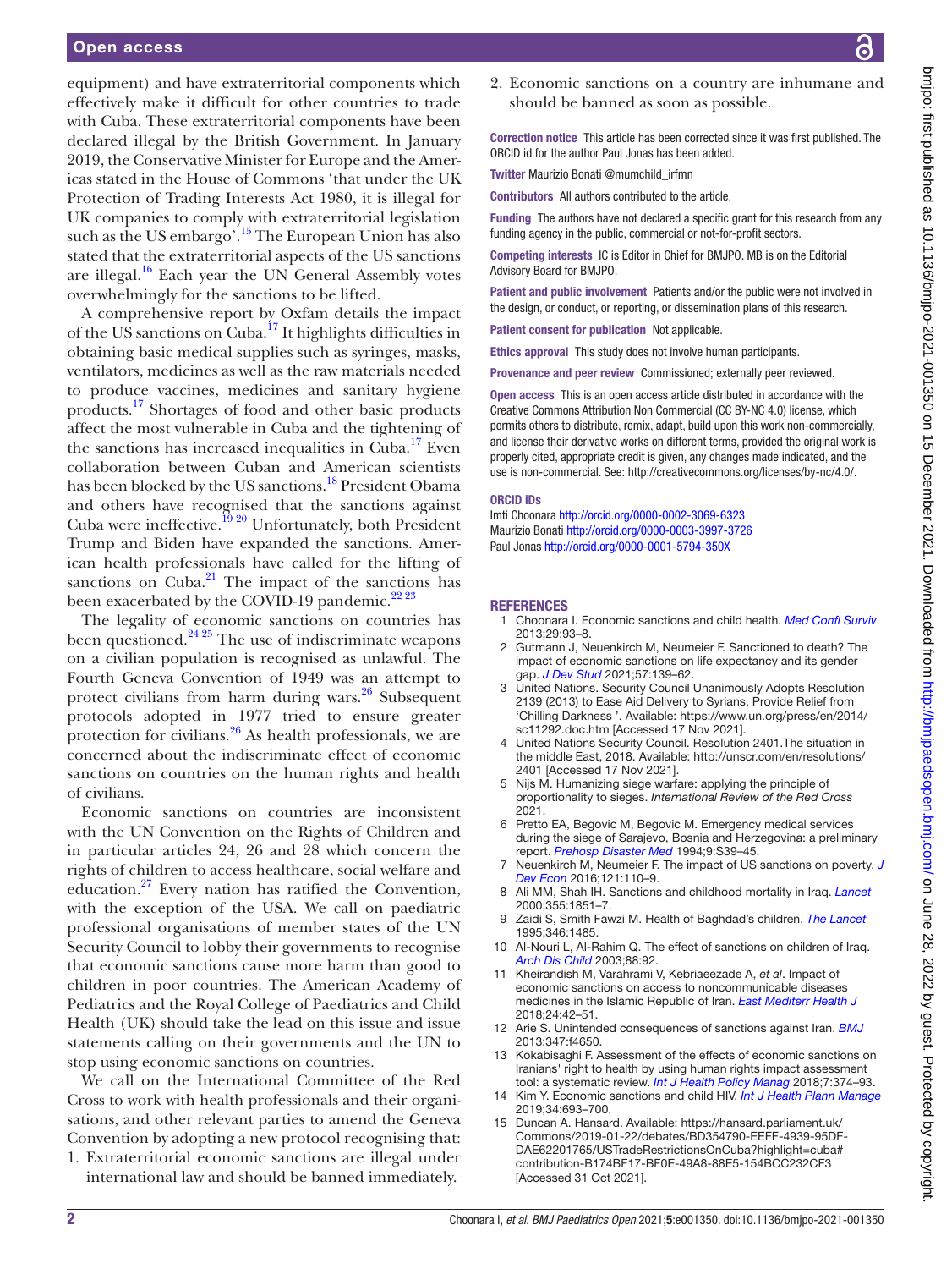equipment) and have extraterritorial components which effectively make it difficult for other countries to trade with Cuba. These extraterritorial components have been declared illegal by the British Government. In January 2019, the Conservative Minister for Europe and the Americas stated in the House of Commons 'that under the UK Protection of Trading Interests Act 1980, it is illegal for UK companies to comply with extraterritorial legislation such as the US embargo'.[15] The European Union has also stated that the extraterritorial aspects of the US sanctions are illegal.[16] Each year the UN General Assembly votes overwhelmingly for the sanctions to be lifted.

A comprehensive report by Oxfam details the impact of the US sanctions on Cuba.[17] It highlights difficulties in obtaining basic medical supplies such as syringes, masks, ventilators, medicines as well as the raw materials needed to produce vaccines, medicines and sanitary hygiene products.[17] Shortages of food and other basic products affect the most vulnerable in Cuba and the tightening of the sanctions has increased inequalities in Cuba.[17] Even collaboration between Cuban and American scientists has been blocked by the US sanctions.[18] President Obama and others have recognised that the sanctions against Cuba were ineffective.[19 20] Unfortunately, both President Trump and Biden have expanded the sanctions. American health professionals have called for the lifting of sanctions on Cuba.[21] The impact of the sanctions has been exacerbated by the COVID-19 pandemic.[22 23]

The legality of economic sanctions on countries has been questioned.[24 25] The use of indiscriminate weapons on a civilian population is recognised as unlawful. The Fourth Geneva Convention of 1949 was an attempt to protect civilians from harm during wars.[26] Subsequent protocols adopted in 1977 tried to ensure greater protection for civilians.[26] As health professionals, we are concerned about the indiscriminate effect of economic sanctions on countries on the human rights and health of civilians.

Economic sanctions on countries are inconsistent with the UN Convention on the Rights of Children and in particular articles 24, 26 and 28 which concern the rights of children to access healthcare, social welfare and education.[27] Every nation has ratified the Convention, with the exception of the USA. We call on paediatric professional organisations of member states of the UN Security Council to lobby their governments to recognise that economic sanctions cause more harm than good to children in poor countries. The American Academy of Pediatrics and the Royal College of Paediatrics and Child Health (UK) should take the lead on this issue and issue statements calling on their governments and the UN to stop using economic sanctions on countries.

We call on the International Committee of the Red Cross to work with health professionals and their organisations, and other relevant parties to amend the Geneva Convention by adopting a new protocol recognising that:

1. Extraterritorial economic sanctions are illegal under international law and should be banned immediately.
2. Economic sanctions on a country are inhumane and should be banned as soon as possible.

**Correction notice** This article has been corrected since it was first published. The ORCID id for the author Paul Jonas has been added.

**Twitter** Maurizio Bonati @mumchild_irfmn

**Contributors** All authors contributed to the article.

**Funding** The authors have not declared a specific grant for this research from any funding agency in the public, commercial or not-for-profit sectors.

**Competing interests** IC is Editor in Chief for BMJPO. MB is on the Editorial Advisory Board for BMJPO.

**Patient and public involvement** Patients and/or the public were not involved in the design, or conduct, or reporting, or dissemination plans of this research.

**Patient consent for publication** Not applicable.

**Ethics approval** This study does not involve human participants.

**Provenance and peer review** Commissioned; externally peer reviewed.

**Open access** This is an open access article distributed in accordance with the Creative Commons Attribution Non Commercial (CC BY-NC 4.0) license, which permits others to distribute, remix, adapt, build upon this work non-commercially, and license their derivative works on different terms, provided the original work is properly cited, appropriate credit is given, any changes made indicated, and the use is non-commercial. See: http://creativecommons.org/licenses/by-nc/4.0/.

**ORCID iDs**

Imti Choonara http://orcid.org/0000-0002-3069-6323
Maurizio Bonati http://orcid.org/0000-0003-3997-3726
Paul Jonas http://orcid.org/0000-0001-5794-350X

## REFERENCES

1. Choonara I. Economic sanctions and child health. *Med Confl Surviv* 2013;29:93–8.
2. Gutmann J, Neuenkirch M, Neumeier F. Sanctioned to death? The impact of economic sanctions on life expectancy and its gender gap. *J Dev Stud* 2021;57:139–62.
3. United Nations. Security Council Unanimously Adopts Resolution 2139 (2013) to Ease Aid Delivery to Syrians, Provide Relief from 'Chilling Darkness '. Available: https://www.un.org/press/en/2014/sc11292.doc.htm [Accessed 17 Nov 2021].
4. United Nations Security Council. Resolution 2401.The situation in the middle East, 2018. Available: http://unscr.com/en/resolutions/2401 [Accessed 17 Nov 2021].
5. Nijs M. Humanizing siege warfare: applying the principle of proportionality to sieges. *International Review of the Red Cross* 2021.
6. Pretto EA, Begovic M, Begovic M. Emergency medical services during the siege of Sarajevo, Bosnia and Herzegovina: a preliminary report. *Prehosp Disaster Med* 1994;9:S39–45.
7. Neuenkirch M, Neumeier F. The impact of US sanctions on poverty. *J Dev Econ* 2016;121:110–9.
8. Ali MM, Shah IH. Sanctions and childhood mortality in Iraq. *Lancet* 2000;355:1851–7.
9. Zaidi S, Smith Fawzi M. Health of Baghdad's children. *The Lancet* 1995;346:1485.
10. Al-Nouri L, Al-Rahim Q. The effect of sanctions on children of Iraq. *Arch Dis Child* 2003;88:92.
11. Kheirandish M, Varahrami V, Kebriaeezade A, *et al*. Impact of economic sanctions on access to noncommunicable diseases medicines in the Islamic Republic of Iran. *East Mediterr Health J* 2018;24:42–51.
12. Arie S. Unintended consequences of sanctions against Iran. *BMJ* 2013;347:f4650.
13. Kokabisaghi F. Assessment of the effects of economic sanctions on Iranians' right to health by using human rights impact assessment tool: a systematic review. *Int J Health Policy Manag* 2018;7:374–93.
14. Kim Y. Economic sanctions and child HIV. *Int J Health Plann Manage* 2019;34:693–700.
15. Duncan A. Hansard. Available: https://hansard.parliament.uk/Commons/2019-01-22/debates/BD354790-EEFF-4939-95DF-DAE62201765/USTradeRestrictionsOnCuba?highlight=cuba#contribution-B174BF17-BF0E-49A8-88E5-154BCC232CF3 [Accessed 31 Oct 2021].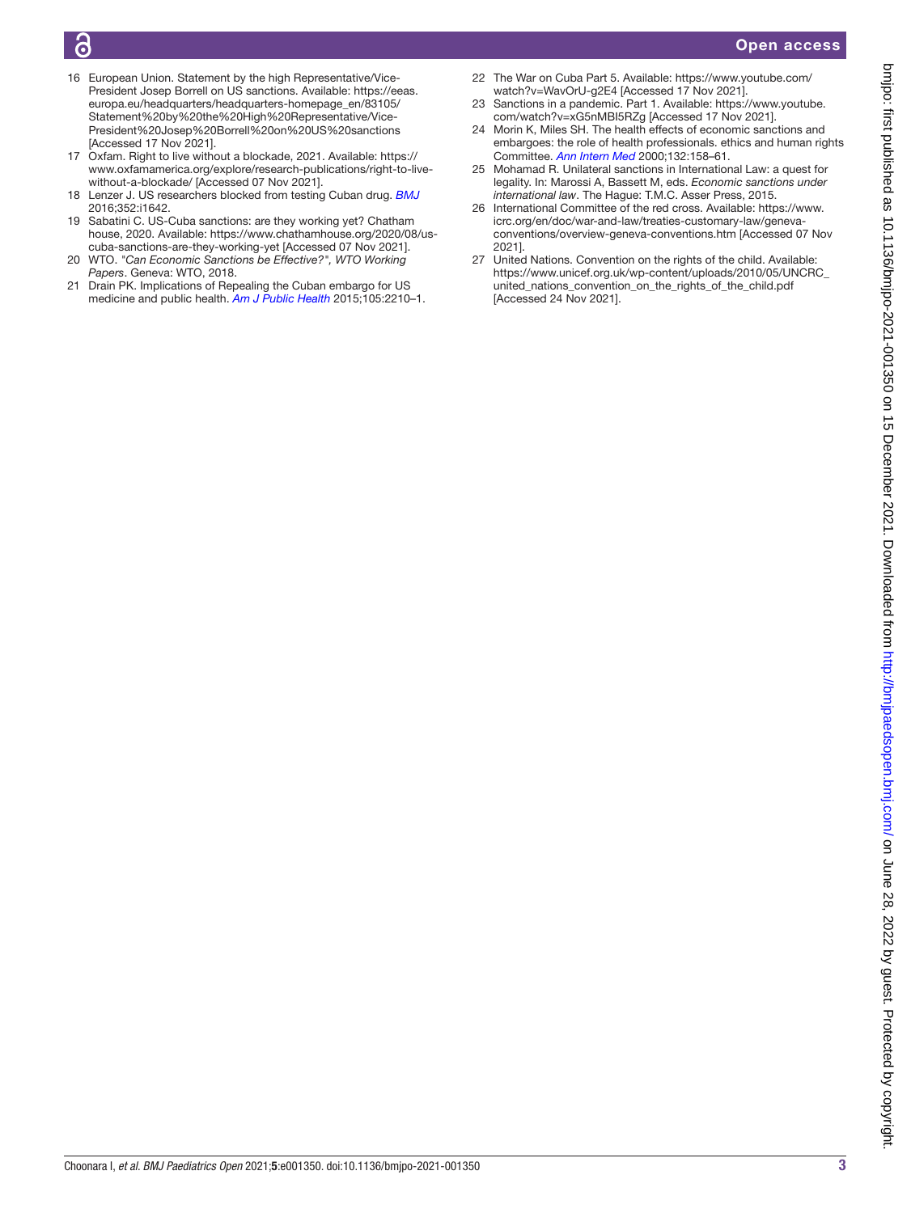16 European Union. Statement by the high Representative/Vice-President Josep Borrell on US sanctions. Available: https://eeas.europa.eu/headquarters/headquarters-homepage_en/83105/Statement%20by%20the%20High%20Representative/Vice-President%20Josep%20Borrell%20on%20US%20sanctions [Accessed 17 Nov 2021].
17 Oxfam. Right to live without a blockade, 2021. Available: https://www.oxfamamerica.org/explore/research-publications/right-to-live-without-a-blockade/ [Accessed 07 Nov 2021].
18 Lenzer J. US researchers blocked from testing Cuban drug. *BMJ* 2016;352:i1642.
19 Sabatini C. US-Cuba sanctions: are they working yet? Chatham house, 2020. Available: https://www.chathamhouse.org/2020/08/us-cuba-sanctions-are-they-working-yet [Accessed 07 Nov 2021].
20 WTO. *"Can Economic Sanctions be Effective?", WTO Working Papers*. Geneva: WTO, 2018.
21 Drain PK. Implications of Repealing the Cuban embargo for US medicine and public health. *Am J Public Health* 2015;105:2210–1.
22 The War on Cuba Part 5. Available: https://www.youtube.com/watch?v=WavOrU-g2E4 [Accessed 17 Nov 2021].
23 Sanctions in a pandemic. Part 1. Available: https://www.youtube.com/watch?v=xG5nMBI5RZg [Accessed 17 Nov 2021].
24 Morin K, Miles SH. The health effects of economic sanctions and embargoes: the role of health professionals. ethics and human rights Committee. *Ann Intern Med* 2000;132:158–61.
25 Mohamad R. Unilateral sanctions in International Law: a quest for legality. In: Marossi A, Bassett M, eds. *Economic sanctions under international law*. The Hague: T.M.C. Asser Press, 2015.
26 International Committee of the red cross. Available: https://www.icrc.org/en/doc/war-and-law/treaties-customary-law/geneva-conventions/overview-geneva-conventions.htm [Accessed 07 Nov 2021].
27 United Nations. Convention on the rights of the child. Available: https://www.unicef.org.uk/wp-content/uploads/2010/05/UNCRC_united_nations_convention_on_the_rights_of_the_child.pdf [Accessed 24 Nov 2021].